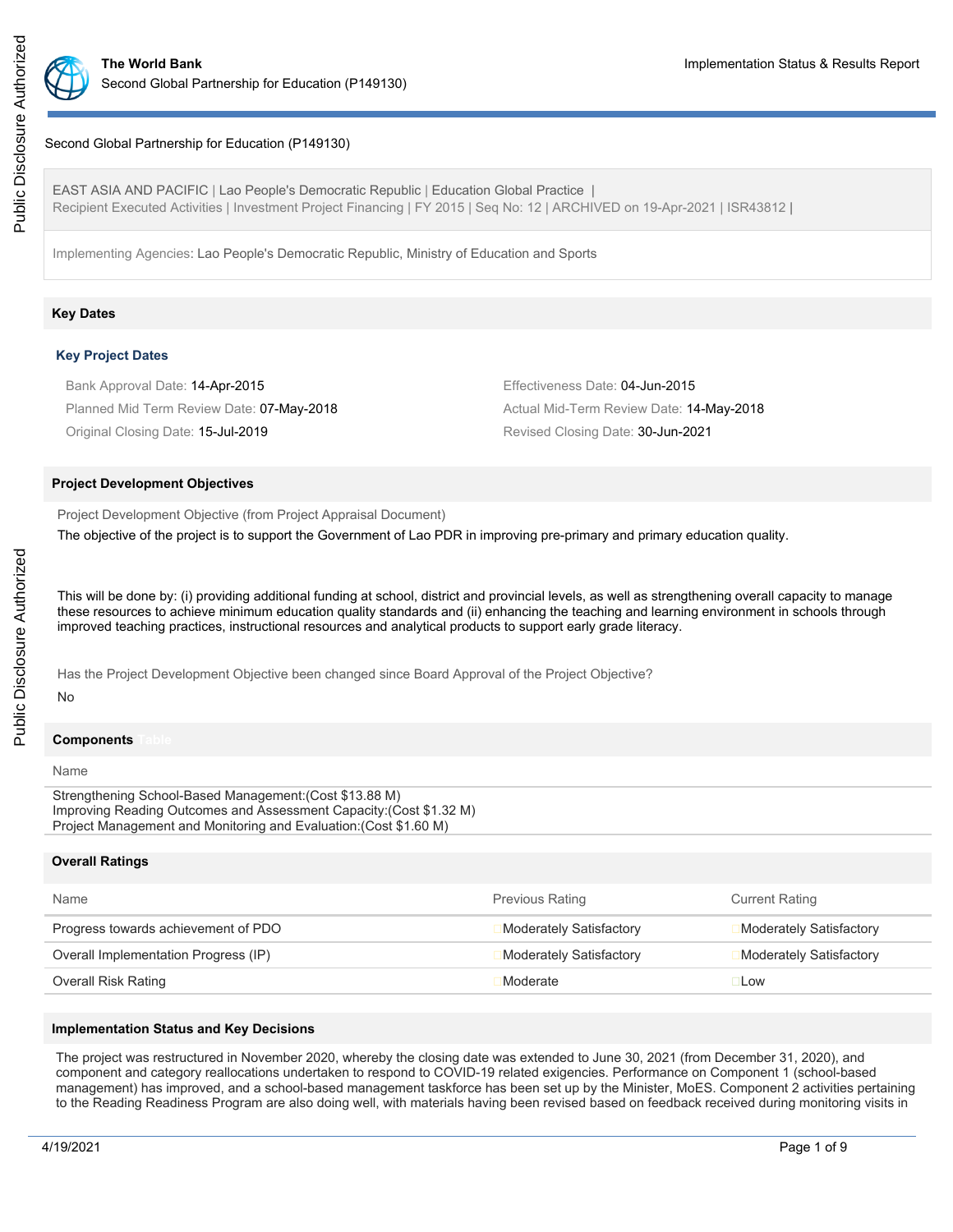# Second Global Partnership for Education (P149130)

EAST ASIA AND PACIFIC | Lao People's Democratic Republic | Education Global Practice | Recipient Executed Activities | Investment Project Financing | FY 2015 | Seq No: 12 | ARCHIVED on 19-Apr-2021 | ISR43812 |

Implementing Agencies: Lao People's Democratic Republic, Ministry of Education and Sports

## Key Dates

### Key Project Dates

Bank Approval Date: 14-Apr-2015

Effectiveness Date: 04-Jun-2015

Planned Mid Term Review Date: 07-May-2018

Actual Mid-Term Review Date: 14-May-2018

Original Closing Date: 15-Jul-2019

Revised Closing Date: 30-Jun-2021

## Project Development Objectives

Project Development Objective (from Project Appraisal Document)

The objective of the project is to support the Government of Lao PDR in improving pre-primary and primary education quality.

This will be done by: (i) providing additional funding at school, district and provincial levels, as well as strengthening overall capacity to manage these resources to achieve minimum education quality standards and (ii) enhancing the teaching and learning environment in schools through improved teaching practices, instructional resources and analytical products to support early grade literacy.

Has the Project Development Objective been changed since Board Approval of the Project Objective?

No

## Components

| Name |
| --- |
| Strengthening School-Based Management:(Cost $13.88 M)<br>Improving Reading Outcomes and Assessment Capacity:(Cost $1.32 M)<br>Project Management and Monitoring and Evaluation:(Cost $1.60 M) |

## Overall Ratings

| Name | Previous Rating | Current Rating |
| --- | --- | --- |
| Progress towards achievement of PDO | Moderately Satisfactory | Moderately Satisfactory |
| Overall Implementation Progress (IP) | Moderately Satisfactory | Moderately Satisfactory |
| Overall Risk Rating | Moderate | Low |

## Implementation Status and Key Decisions

The project was restructured in November 2020, whereby the closing date was extended to June 30, 2021 (from December 31, 2020), and component and category reallocations undertaken to respond to COVID-19 related exigencies. Performance on Component 1 (school-based management) has improved, and a school-based management taskforce has been set up by the Minister, MoES. Component 2 activities pertaining to the Reading Readiness Program are also doing well, with materials having been revised based on feedback received during monitoring visits in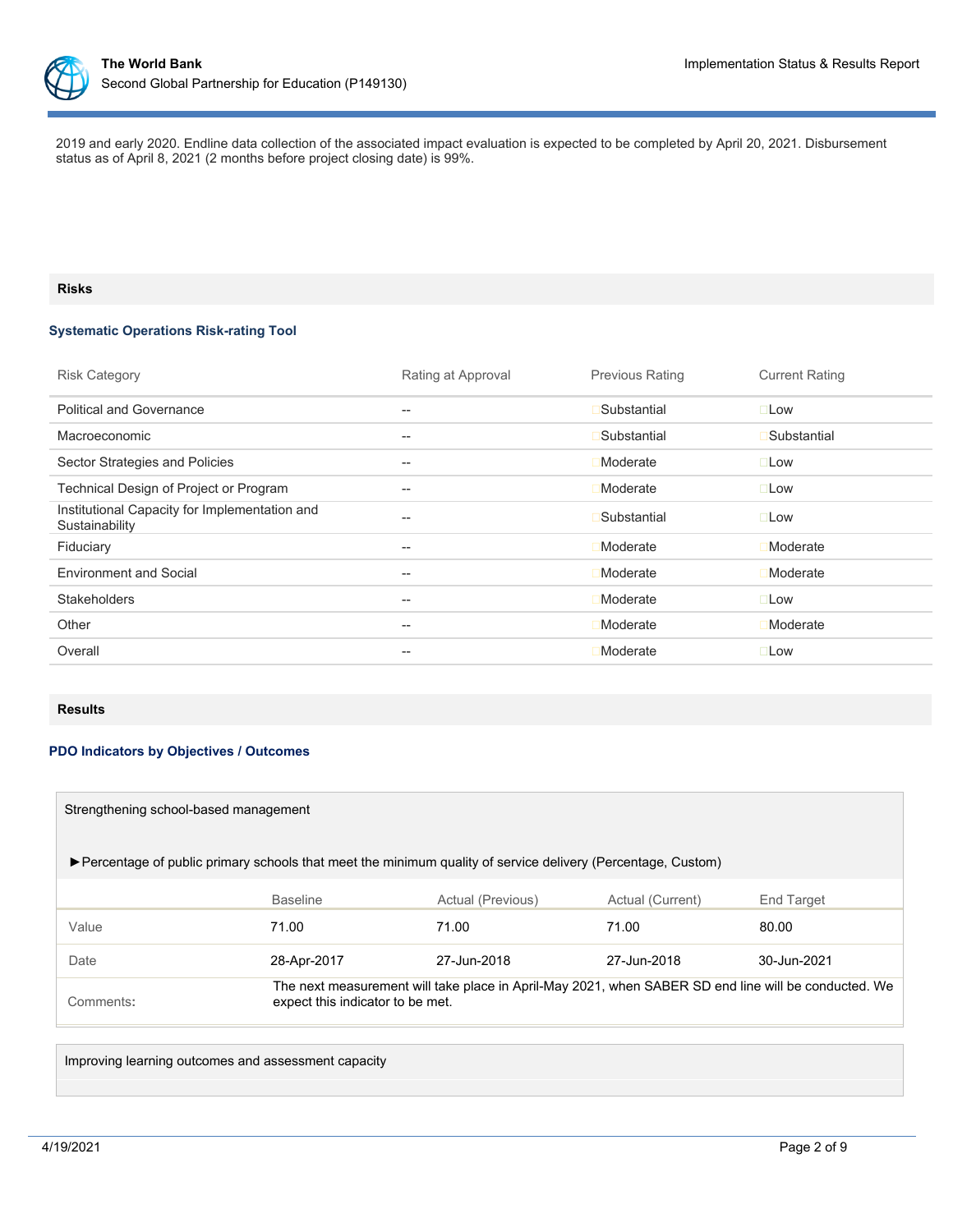2019 and early 2020. Endline data collection of the associated impact evaluation is expected to be completed by April 20, 2021. Disbursement status as of April 8, 2021 (2 months before project closing date) is 99%.

## Risks

### Systematic Operations Risk-rating Tool

| Risk Category | Rating at Approval | Previous Rating | Current Rating |
|---|---|---|---|
| Political and Governance | -- | Substantial | Low |
| Macroeconomic | -- | Substantial | Substantial |
| Sector Strategies and Policies | -- | Moderate | Low |
| Technical Design of Project or Program | -- | Moderate | Low |
| Institutional Capacity for Implementation and Sustainability | -- | Substantial | Low |
| Fiduciary | -- | Moderate | Moderate |
| Environment and Social | -- | Moderate | Moderate |
| Stakeholders | -- | Moderate | Low |
| Other | -- | Moderate | Moderate |
| Overall | -- | Moderate | Low |

## Results

### PDO Indicators by Objectives / Outcomes

**Strengthening school-based management**

►Percentage of public primary schools that meet the minimum quality of service delivery (Percentage, Custom)

| | Baseline | Actual (Previous) | Actual (Current) | End Target |
|---|---|---|---|---|
| Value | 71.00 | 71.00 | 71.00 | 80.00 |
| Date | 28-Apr-2017 | 27-Jun-2018 | 27-Jun-2018 | 30-Jun-2021 |
| Comments: | The next measurement will take place in April-May 2021, when SABER SD end line will be conducted. We expect this indicator to be met. | | | |

**Improving learning outcomes and assessment capacity**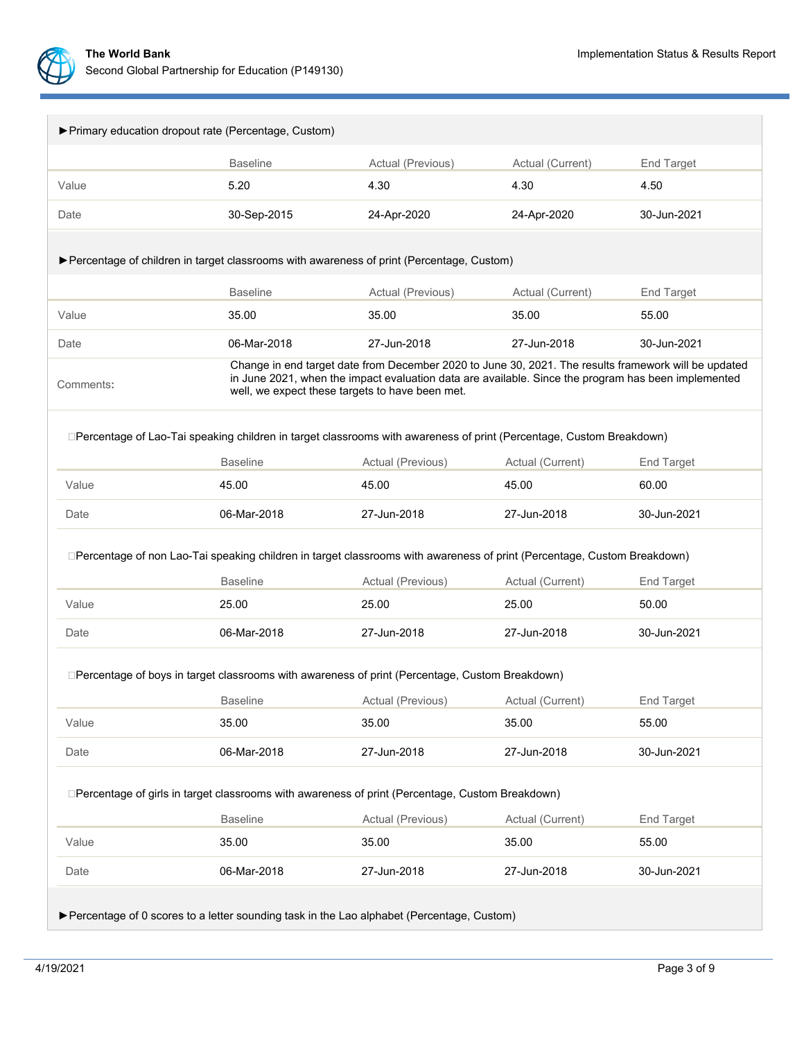►Primary education dropout rate (Percentage, Custom)

| | Baseline | Actual (Previous) | Actual (Current) | End Target |
|---|---|---|---|---|
| Value | 5.20 | 4.30 | 4.30 | 4.50 |
| Date | 30-Sep-2015 | 24-Apr-2020 | 24-Apr-2020 | 30-Jun-2021 |

►Percentage of children in target classrooms with awareness of print (Percentage, Custom)

| | Baseline | Actual (Previous) | Actual (Current) | End Target |
|---|---|---|---|---|
| Value | 35.00 | 35.00 | 35.00 | 55.00 |
| Date | 06-Mar-2018 | 27-Jun-2018 | 27-Jun-2018 | 30-Jun-2021 |
| Comments: | Change in end target date from December 2020 to June 30, 2021. The results framework will be updated in June 2021, when the impact evaluation data are available. Since the program has been implemented well, we expect these targets to have been met. | | | |

Percentage of Lao-Tai speaking children in target classrooms with awareness of print (Percentage, Custom Breakdown)

| | Baseline | Actual (Previous) | Actual (Current) | End Target |
|---|---|---|---|---|
| Value | 45.00 | 45.00 | 45.00 | 60.00 |
| Date | 06-Mar-2018 | 27-Jun-2018 | 27-Jun-2018 | 30-Jun-2021 |

Percentage of non Lao-Tai speaking children in target classrooms with awareness of print (Percentage, Custom Breakdown)

| | Baseline | Actual (Previous) | Actual (Current) | End Target |
|---|---|---|---|---|
| Value | 25.00 | 25.00 | 25.00 | 50.00 |
| Date | 06-Mar-2018 | 27-Jun-2018 | 27-Jun-2018 | 30-Jun-2021 |

Percentage of boys in target classrooms with awareness of print (Percentage, Custom Breakdown)

| | Baseline | Actual (Previous) | Actual (Current) | End Target |
|---|---|---|---|---|
| Value | 35.00 | 35.00 | 35.00 | 55.00 |
| Date | 06-Mar-2018 | 27-Jun-2018 | 27-Jun-2018 | 30-Jun-2021 |

Percentage of girls in target classrooms with awareness of print (Percentage, Custom Breakdown)

| | Baseline | Actual (Previous) | Actual (Current) | End Target |
|---|---|---|---|---|
| Value | 35.00 | 35.00 | 35.00 | 55.00 |
| Date | 06-Mar-2018 | 27-Jun-2018 | 27-Jun-2018 | 30-Jun-2021 |

►Percentage of 0 scores to a letter sounding task in the Lao alphabet (Percentage, Custom)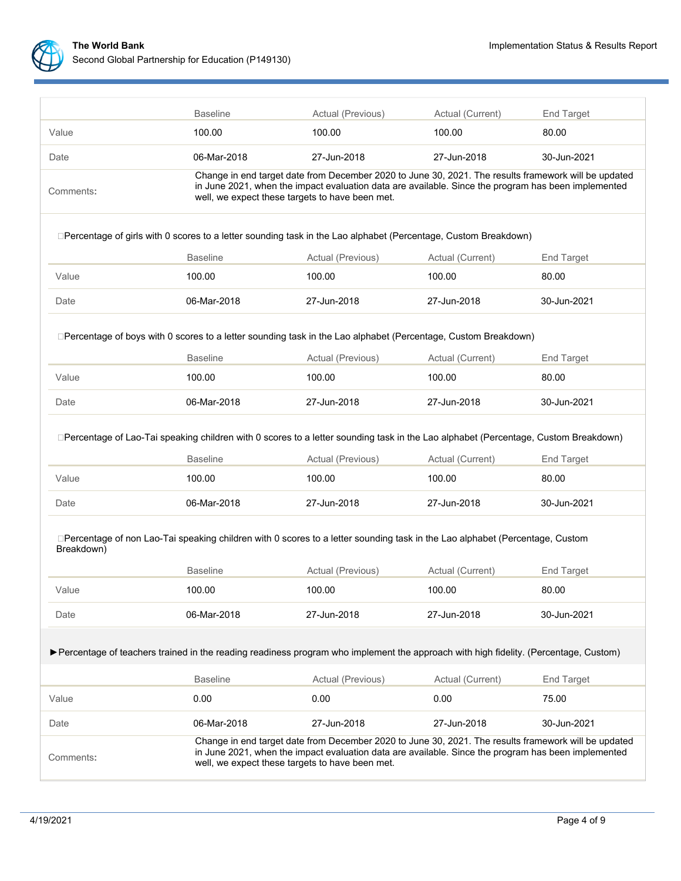| | Baseline | Actual (Previous) | Actual (Current) | End Target |
|---|---|---|---|---|
| Value | 100.00 | 100.00 | 100.00 | 80.00 |
| Date | 06-Mar-2018 | 27-Jun-2018 | 27-Jun-2018 | 30-Jun-2021 |
| Comments: | Change in end target date from December 2020 to June 30, 2021. The results framework will be updated in June 2021, when the impact evaluation data are available. Since the program has been implemented well, we expect these targets to have been met. | | | |

Percentage of girls with 0 scores to a letter sounding task in the Lao alphabet (Percentage, Custom Breakdown)

| | Baseline | Actual (Previous) | Actual (Current) | End Target |
|---|---|---|---|---|
| Value | 100.00 | 100.00 | 100.00 | 80.00 |
| Date | 06-Mar-2018 | 27-Jun-2018 | 27-Jun-2018 | 30-Jun-2021 |

Percentage of boys with 0 scores to a letter sounding task in the Lao alphabet (Percentage, Custom Breakdown)

| | Baseline | Actual (Previous) | Actual (Current) | End Target |
|---|---|---|---|---|
| Value | 100.00 | 100.00 | 100.00 | 80.00 |
| Date | 06-Mar-2018 | 27-Jun-2018 | 27-Jun-2018 | 30-Jun-2021 |

Percentage of Lao-Tai speaking children with 0 scores to a letter sounding task in the Lao alphabet (Percentage, Custom Breakdown)

| | Baseline | Actual (Previous) | Actual (Current) | End Target |
|---|---|---|---|---|
| Value | 100.00 | 100.00 | 100.00 | 80.00 |
| Date | 06-Mar-2018 | 27-Jun-2018 | 27-Jun-2018 | 30-Jun-2021 |

Percentage of non Lao-Tai speaking children with 0 scores to a letter sounding task in the Lao alphabet (Percentage, Custom Breakdown)

| | Baseline | Actual (Previous) | Actual (Current) | End Target |
|---|---|---|---|---|
| Value | 100.00 | 100.00 | 100.00 | 80.00 |
| Date | 06-Mar-2018 | 27-Jun-2018 | 27-Jun-2018 | 30-Jun-2021 |

►Percentage of teachers trained in the reading readiness program who implement the approach with high fidelity. (Percentage, Custom)

| | Baseline | Actual (Previous) | Actual (Current) | End Target |
|---|---|---|---|---|
| Value | 0.00 | 0.00 | 0.00 | 75.00 |
| Date | 06-Mar-2018 | 27-Jun-2018 | 27-Jun-2018 | 30-Jun-2021 |
| Comments: | Change in end target date from December 2020 to June 30, 2021. The results framework will be updated in June 2021, when the impact evaluation data are available. Since the program has been implemented well, we expect these targets to have been met. | | | |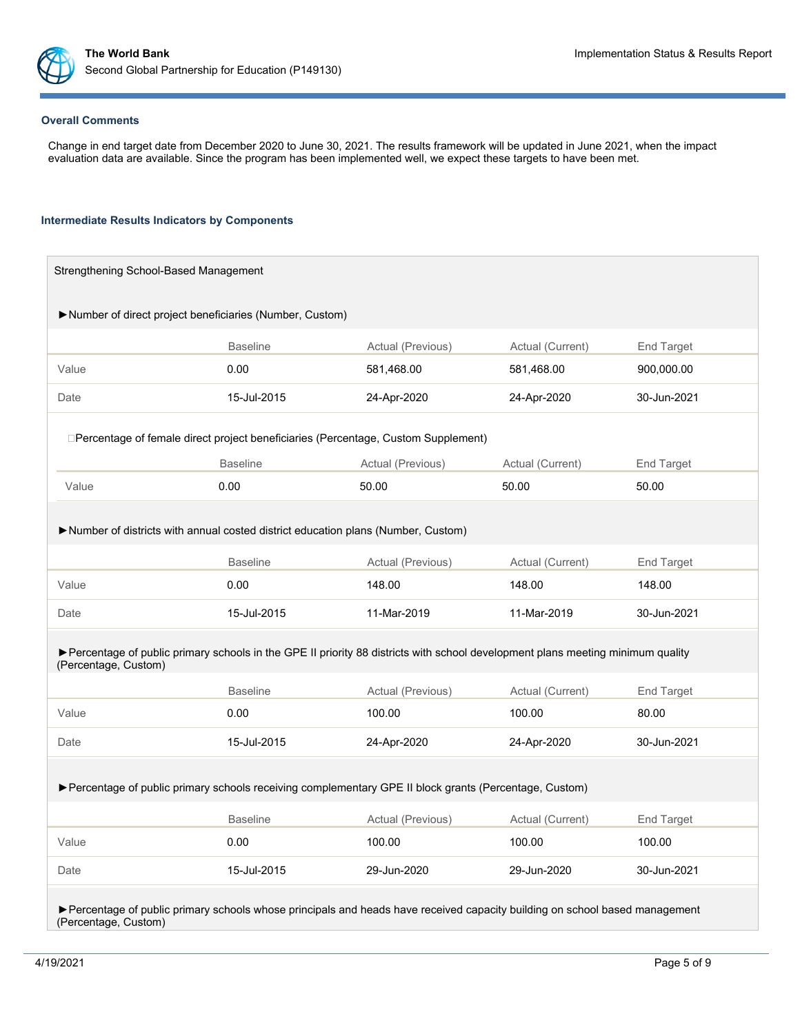### Overall Comments

Change in end target date from December 2020 to June 30, 2021. The results framework will be updated in June 2021, when the impact evaluation data are available. Since the program has been implemented well, we expect these targets to have been met.

### Intermediate Results Indicators by Components

Strengthening School-Based Management

►Number of direct project beneficiaries (Number, Custom)

| | Baseline | Actual (Previous) | Actual (Current) | End Target |
|---|---|---|---|---|
| Value | 0.00 | 581,468.00 | 581,468.00 | 900,000.00 |
| Date | 15-Jul-2015 | 24-Apr-2020 | 24-Apr-2020 | 30-Jun-2021 |

Percentage of female direct project beneficiaries (Percentage, Custom Supplement)

| | Baseline | Actual (Previous) | Actual (Current) | End Target |
|---|---|---|---|---|
| Value | 0.00 | 50.00 | 50.00 | 50.00 |

►Number of districts with annual costed district education plans (Number, Custom)

| | Baseline | Actual (Previous) | Actual (Current) | End Target |
|---|---|---|---|---|
| Value | 0.00 | 148.00 | 148.00 | 148.00 |
| Date | 15-Jul-2015 | 11-Mar-2019 | 11-Mar-2019 | 30-Jun-2021 |

►Percentage of public primary schools in the GPE II priority 88 districts with school development plans meeting minimum quality (Percentage, Custom)

| | Baseline | Actual (Previous) | Actual (Current) | End Target |
|---|---|---|---|---|
| Value | 0.00 | 100.00 | 100.00 | 80.00 |
| Date | 15-Jul-2015 | 24-Apr-2020 | 24-Apr-2020 | 30-Jun-2021 |

►Percentage of public primary schools receiving complementary GPE II block grants (Percentage, Custom)

| | Baseline | Actual (Previous) | Actual (Current) | End Target |
|---|---|---|---|---|
| Value | 0.00 | 100.00 | 100.00 | 100.00 |
| Date | 15-Jul-2015 | 29-Jun-2020 | 29-Jun-2020 | 30-Jun-2021 |

►Percentage of public primary schools whose principals and heads have received capacity building on school based management (Percentage, Custom)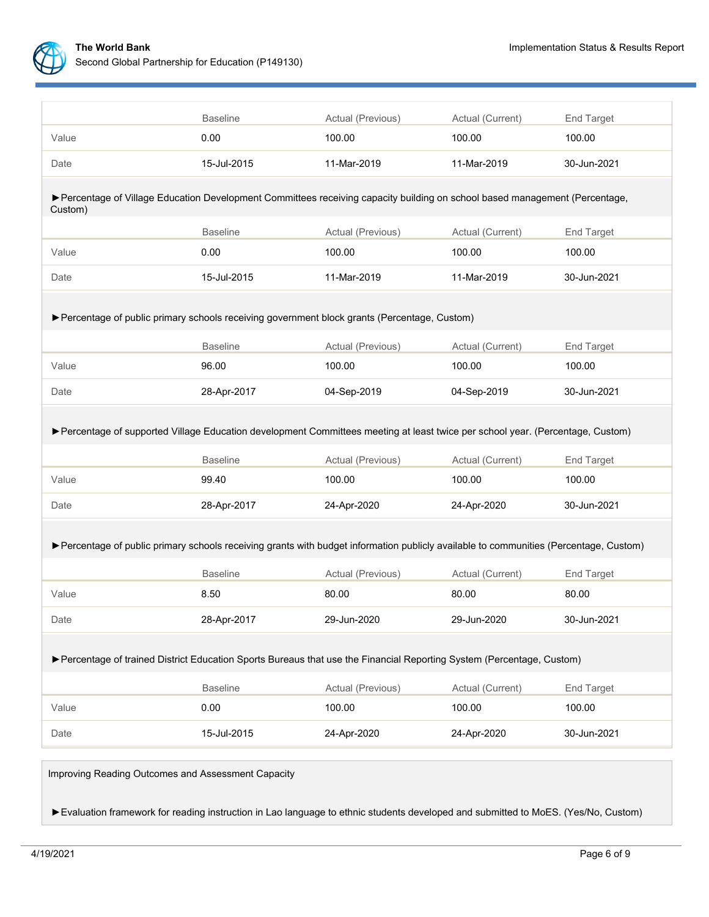| | Baseline | Actual (Previous) | Actual (Current) | End Target |
|---|---|---|---|---|
| Value | 0.00 | 100.00 | 100.00 | 100.00 |
| Date | 15-Jul-2015 | 11-Mar-2019 | 11-Mar-2019 | 30-Jun-2021 |

►Percentage of Village Education Development Committees receiving capacity building on school based management (Percentage, Custom)

| | Baseline | Actual (Previous) | Actual (Current) | End Target |
|---|---|---|---|---|
| Value | 0.00 | 100.00 | 100.00 | 100.00 |
| Date | 15-Jul-2015 | 11-Mar-2019 | 11-Mar-2019 | 30-Jun-2021 |

►Percentage of public primary schools receiving government block grants (Percentage, Custom)

| | Baseline | Actual (Previous) | Actual (Current) | End Target |
|---|---|---|---|---|
| Value | 96.00 | 100.00 | 100.00 | 100.00 |
| Date | 28-Apr-2017 | 04-Sep-2019 | 04-Sep-2019 | 30-Jun-2021 |

►Percentage of supported Village Education development Committees meeting at least twice per school year. (Percentage, Custom)

| | Baseline | Actual (Previous) | Actual (Current) | End Target |
|---|---|---|---|---|
| Value | 99.40 | 100.00 | 100.00 | 100.00 |
| Date | 28-Apr-2017 | 24-Apr-2020 | 24-Apr-2020 | 30-Jun-2021 |

►Percentage of public primary schools receiving grants with budget information publicly available to communities (Percentage, Custom)

| | Baseline | Actual (Previous) | Actual (Current) | End Target |
|---|---|---|---|---|
| Value | 8.50 | 80.00 | 80.00 | 80.00 |
| Date | 28-Apr-2017 | 29-Jun-2020 | 29-Jun-2020 | 30-Jun-2021 |

►Percentage of trained District Education Sports Bureaus that use the Financial Reporting System (Percentage, Custom)

| | Baseline | Actual (Previous) | Actual (Current) | End Target |
|---|---|---|---|---|
| Value | 0.00 | 100.00 | 100.00 | 100.00 |
| Date | 15-Jul-2015 | 24-Apr-2020 | 24-Apr-2020 | 30-Jun-2021 |

Improving Reading Outcomes and Assessment Capacity

►Evaluation framework for reading instruction in Lao language to ethnic students developed and submitted to MoES. (Yes/No, Custom)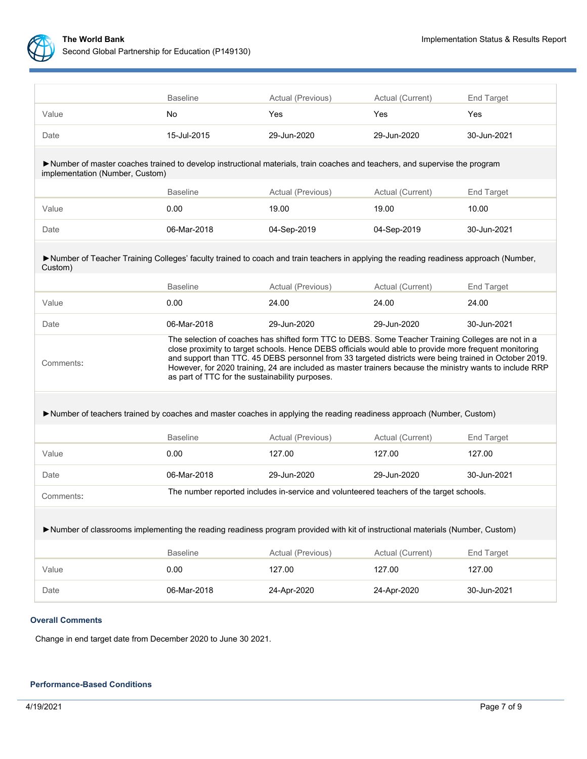| | Baseline | Actual (Previous) | Actual (Current) | End Target |
|---|---|---|---|---|
| Value | No | Yes | Yes | Yes |
| Date | 15-Jul-2015 | 29-Jun-2020 | 29-Jun-2020 | 30-Jun-2021 |

►Number of master coaches trained to develop instructional materials, train coaches and teachers, and supervise the program implementation (Number, Custom)

| | Baseline | Actual (Previous) | Actual (Current) | End Target |
|---|---|---|---|---|
| Value | 0.00 | 19.00 | 19.00 | 10.00 |
| Date | 06-Mar-2018 | 04-Sep-2019 | 04-Sep-2019 | 30-Jun-2021 |

►Number of Teacher Training Colleges' faculty trained to coach and train teachers in applying the reading readiness approach (Number, Custom)

| | Baseline | Actual (Previous) | Actual (Current) | End Target |
|---|---|---|---|---|
| Value | 0.00 | 24.00 | 24.00 | 24.00 |
| Date | 06-Mar-2018 | 29-Jun-2020 | 29-Jun-2020 | 30-Jun-2021 |
| Comments: | The selection of coaches has shifted form TTC to DEBS. Some Teacher Training Colleges are not in a close proximity to target schools. Hence DEBS officials would able to provide more frequent monitoring and support than TTC. 45 DEBS personnel from 33 targeted districts were being trained in October 2019. However, for 2020 training, 24 are included as master trainers because the ministry wants to include RRP as part of TTC for the sustainability purposes. | | | |

►Number of teachers trained by coaches and master coaches in applying the reading readiness approach (Number, Custom)

| | Baseline | Actual (Previous) | Actual (Current) | End Target |
|---|---|---|---|---|
| Value | 0.00 | 127.00 | 127.00 | 127.00 |
| Date | 06-Mar-2018 | 29-Jun-2020 | 29-Jun-2020 | 30-Jun-2021 |
| Comments: | The number reported includes in-service and volunteered teachers of the target schools. | | | |

►Number of classrooms implementing the reading readiness program provided with kit of instructional materials (Number, Custom)

| | Baseline | Actual (Previous) | Actual (Current) | End Target |
|---|---|---|---|---|
| Value | 0.00 | 127.00 | 127.00 | 127.00 |
| Date | 06-Mar-2018 | 24-Apr-2020 | 24-Apr-2020 | 30-Jun-2021 |

### Overall Comments

Change in end target date from December 2020 to June 30 2021.

### Performance-Based Conditions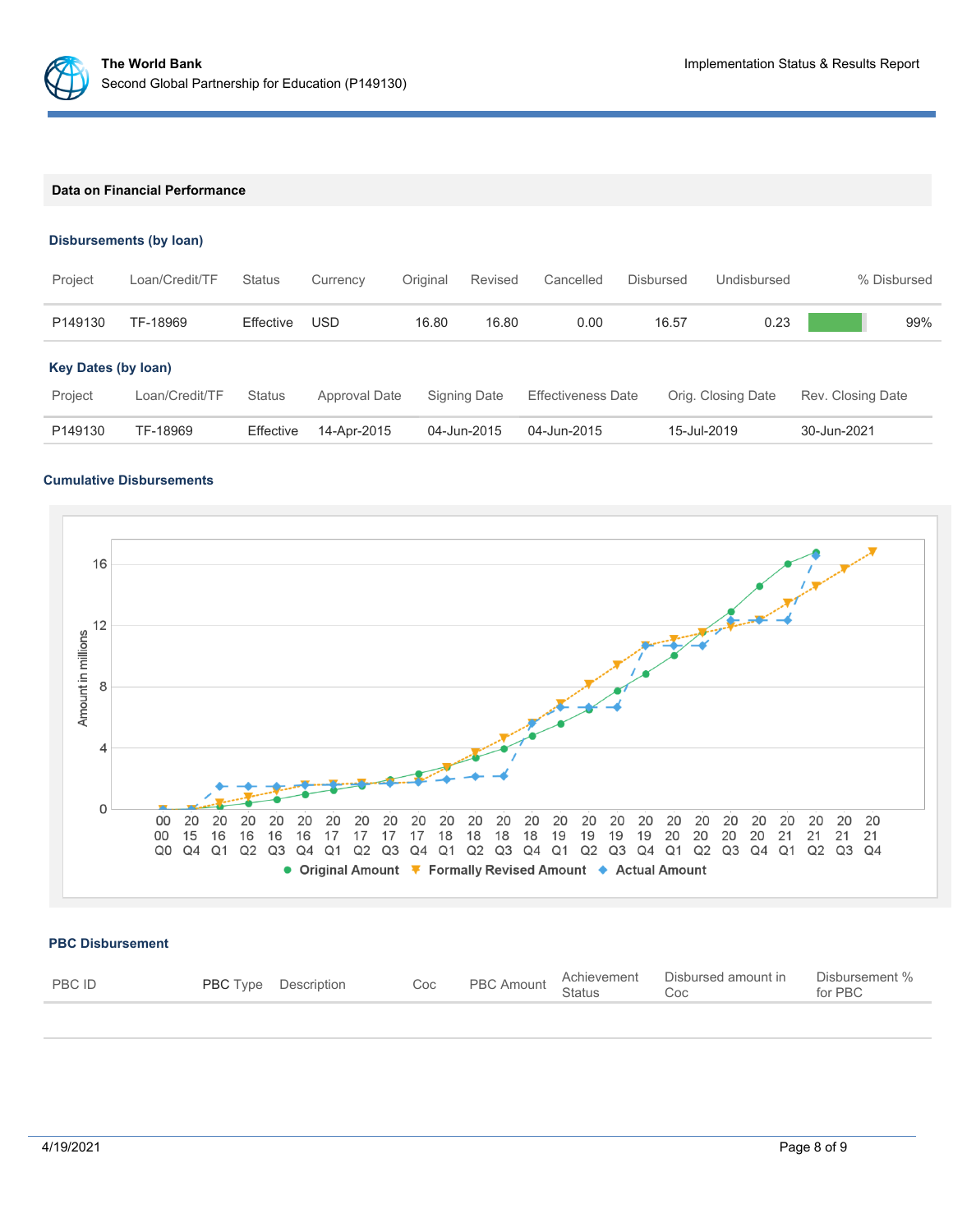## Data on Financial Performance

### Disbursements (by loan)

| Project | Loan/Credit/TF | Status | Currency | Original | Revised | Cancelled | Disbursed | Undisbursed | % Disbursed |
|---|---|---|---|---|---|---|---|---|---|
| P149130 | TF-18969 | Effective | USD | 16.80 | 16.80 | 0.00 | 16.57 | 0.23 | 99% |

### Key Dates (by loan)

| Project | Loan/Credit/TF | Status | Approval Date | Signing Date | Effectiveness Date | Orig. Closing Date | Rev. Closing Date |
|---|---|---|---|---|---|---|---|
| P149130 | TF-18969 | Effective | 14-Apr-2015 | 04-Jun-2015 | 04-Jun-2015 | 15-Jul-2019 | 30-Jun-2021 |

### Cumulative Disbursements

### PBC Disbursement

| PBC ID | PBC Type | Description | Coc | PBC Amount | Achievement Status | Disbursed amount in Coc | Disbursement % for PBC |
|---|---|---|---|---|---|---|---|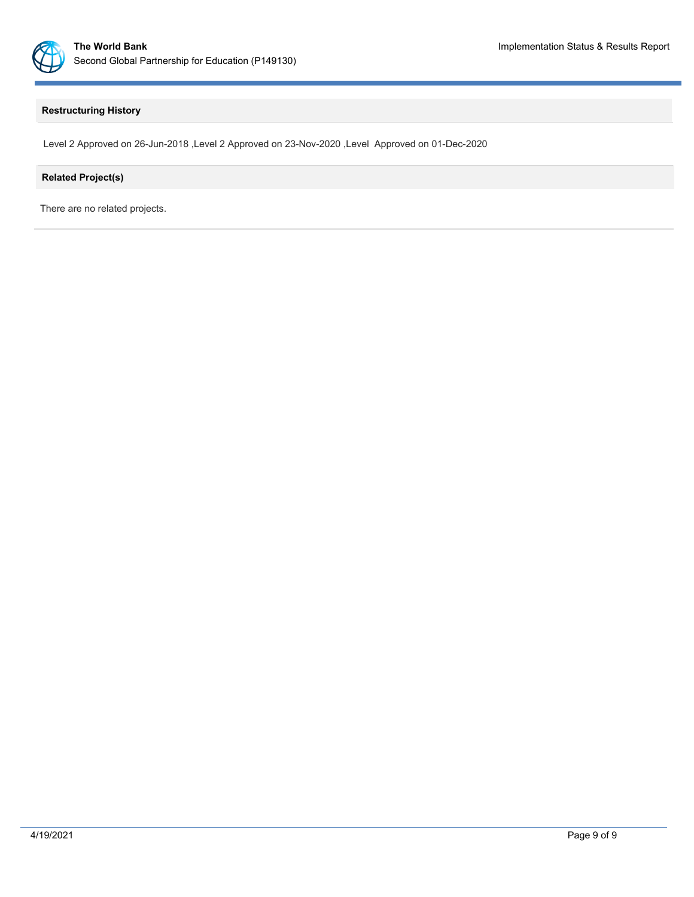### Restructuring History

Level 2 Approved on 26-Jun-2018 ,Level 2 Approved on 23-Nov-2020 ,Level  Approved on 01-Dec-2020

### Related Project(s)

There are no related projects.